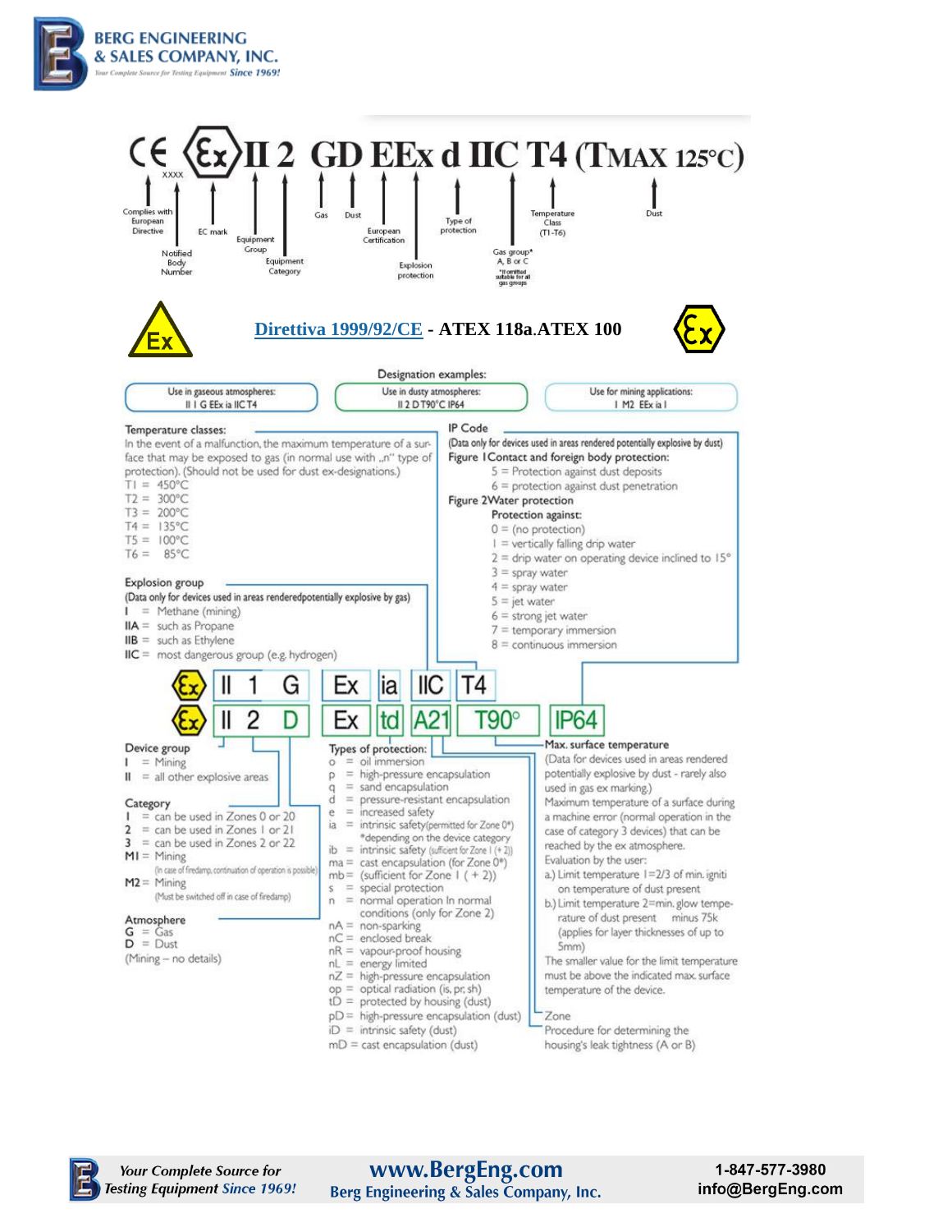# BERG ENGINEERING & SALES COMPANY, INC.

*Your Complete Source for Testing Equipment Since 1969!*

CE XXXX Ex II 2 GD EEx d IIC T4 (TMAX 125°C)

- Complies with European Directive
- Notified Body Number
- EC mark
- Equipment Group
- Equipment Category
- Gas
- Dust
- European Certification
- Explosion protection
- Type of protection
- Gas group* A, B or C (*If omitted suitable for all gas groups)
- Temperature Class (T1-T6)
- Dust

## Direttiva 1999/92/CE - ATEX 118a.ATEX 100

### Designation examples:

| Use in gaseous atmospheres: | Use in dusty atmospheres: | Use for mining applications: |
|---|---|---|
| II I G EEx ia IIC T4 | II 2 D T90°C IP64 | I M2 EEx ia I |

**Temperature classes:**

In the event of a malfunction, the maximum temperature of a surface that may be exposed to gas (in normal use with „n" type of protection). (Should not be used for dust ex-designations.)

- T1 = 450°C
- T2 = 300°C
- T3 = 200°C
- T4 = 135°C
- T5 = 100°C
- T6 = 85°C

**Explosion group**

(Data only for devices used in areas renderedpotentially explosive by gas)

- I = Methane (mining)
- IIA = such as Propane
- IIB = such as Ethylene
- IIC = most dangerous group (e.g. hydrogen)

**IP Code**

(Data only for devices used in areas rendered potentially explosive by dust)

Figure 1Contact and foreign body protection:

- 5 = Protection against dust deposits
- 6 = protection against dust penetration

Figure 2Water protection

Protection against:

- 0 = (no protection)
- 1 = vertically falling drip water
- 2 = drip water on operating device inclined to 15°
- 3 = spray water
- 4 = spray water
- 5 = jet water
- 6 = strong jet water
- 7 = temporary immersion
- 8 = continuous immersion

Ex | II | 1 | G | Ex | ia | IIC | T4

Ex | II | 2 | D | Ex | td | A21 | T90° | IP64

**Device group**

- I = Mining
- II = all other explosive areas

**Category**

- 1 = can be used in Zones 0 or 20
- 2 = can be used in Zones 1 or 21
- 3 = can be used in Zones 2 or 22
- M1 = Mining (In case of firedamp, continuation of operation is possible)
- M2 = Mining (Must be switched off in case of firedamp)

**Atmosphere**

- G = Gas
- D = Dust

(Mining – no details)

**Types of protection:**

- o = oil immersion
- p = high-pressure encapsulation
- q = sand encapsulation
- d = pressure-resistant encapsulation
- e = increased safety
- ia = intrinsic safety(permitted for Zone 0*) *depending on the device category
- ib = intrinsic safety (sufficient for Zone 1 (+ 2))
- ma = cast encapsulation (for Zone 0*)
- mb = (sufficient for Zone 1 ( + 2))
- s = special protection
- n = normal operation In normal conditions (only for Zone 2)
- nA = non-sparking
- nC = enclosed break
- nR = vapour-proof housing
- nL = energy limited
- nZ = high-pressure encapsulation
- op = optical radiation (is, pr, sh)
- tD = protected by housing (dust)
- pD = high-pressure encapsulation (dust)
- iD = intrinsic safety (dust)
- mD = cast encapsulation (dust)

**Max. surface temperature**

(Data for devices used in areas rendered potentially explosive by dust - rarely also used in gas ex marking.)

Maximum temperature of a surface during a machine error (normal operation in the case of category 3 devices) that can be reached by the ex atmosphere.

Evaluation by the user:

a.) Limit temperature 1=2/3 of min. ignition temperature of dust present

b.) Limit temperature 2=min. glow temperature of dust present minus 75k (applies for layer thicknesses of up to 5mm)

The smaller value for the limit temperature must be above the indicated max. surface temperature of the device.

Zone

Procedure for determining the housing's leak tightness (A or B)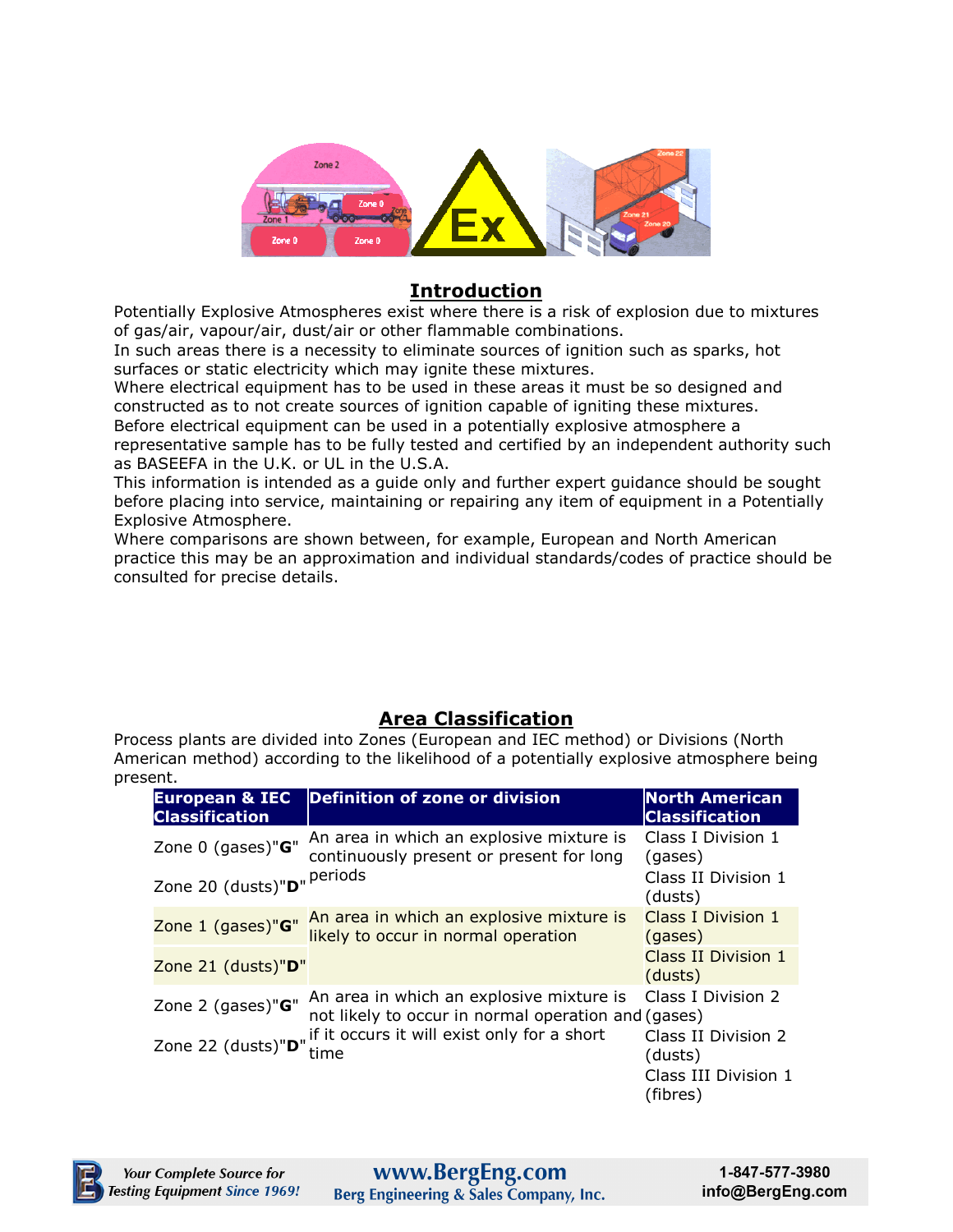## Introduction

Potentially Explosive Atmospheres exist where there is a risk of explosion due to mixtures of gas/air, vapour/air, dust/air or other flammable combinations.
In such areas there is a necessity to eliminate sources of ignition such as sparks, hot surfaces or static electricity which may ignite these mixtures.
Where electrical equipment has to be used in these areas it must be so designed and constructed as to not create sources of ignition capable of igniting these mixtures.
Before electrical equipment can be used in a potentially explosive atmosphere a representative sample has to be fully tested and certified by an independent authority such as BASEEFA in the U.K. or UL in the U.S.A.
This information is intended as a guide only and further expert guidance should be sought before placing into service, maintaining or repairing any item of equipment in a Potentially Explosive Atmosphere.
Where comparisons are shown between, for example, European and North American practice this may be an approximation and individual standards/codes of practice should be consulted for precise details.

## Area Classification

Process plants are divided into Zones (European and IEC method) or Divisions (North American method) according to the likelihood of a potentially explosive atmosphere being present.

| European & IEC Classification | Definition of zone or division | North American Classification |
|---|---|---|
| Zone 0 (gases)"**G**"<br>Zone 20 (dusts)"**D**" | An area in which an explosive mixture is continuously present or present for long periods | Class I Division 1 (gases)<br>Class II Division 1 (dusts) |
| Zone 1 (gases)"**G**"<br>Zone 21 (dusts)"**D**" | An area in which an explosive mixture is likely to occur in normal operation | Class I Division 1 (gases)<br>Class II Division 1 (dusts) |
| Zone 2 (gases)"**G**"<br>Zone 22 (dusts)"**D**" | An area in which an explosive mixture is not likely to occur in normal operation and if it occurs it will exist only for a short time | Class I Division 2 (gases)<br>Class II Division 2 (dusts)<br>Class III Division 1 (fibres) |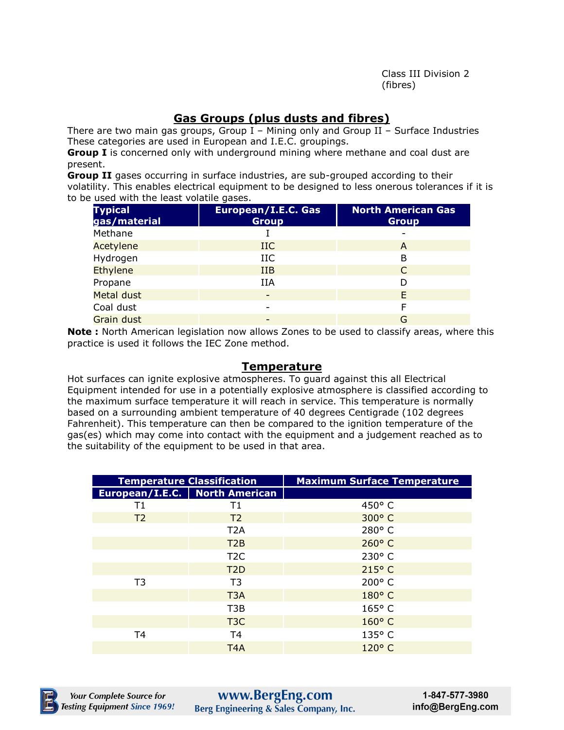Class III Division 2 (fibres)

## Gas Groups (plus dusts and fibres)

There are two main gas groups, Group I – Mining only and Group II – Surface Industries These categories are used in European and I.E.C. groupings.

**Group I** is concerned only with underground mining where methane and coal dust are present.

**Group II** gases occurring in surface industries, are sub-grouped according to their volatility. This enables electrical equipment to be designed to less onerous tolerances if it is to be used with the least volatile gases.

| Typical gas/material | European/I.E.C. Gas Group | North American Gas Group |
|---|---|---|
| Methane | I | - |
| Acetylene | IIC | A |
| Hydrogen | IIC | B |
| Ethylene | IIB | C |
| Propane | IIA | D |
| Metal dust | - | E |
| Coal dust | - | F |
| Grain dust | - | G |

**Note :** North American legislation now allows Zones to be used to classify areas, where this practice is used it follows the IEC Zone method.

## Temperature

Hot surfaces can ignite explosive atmospheres. To guard against this all Electrical Equipment intended for use in a potentially explosive atmosphere is classified according to the maximum surface temperature it will reach in service. This temperature is normally based on a surrounding ambient temperature of 40 degrees Centigrade (102 degrees Fahrenheit). This temperature can then be compared to the ignition temperature of the gas(es) which may come into contact with the equipment and a judgement reached as to the suitability of the equipment to be used in that area.

| Temperature Classification | | Maximum Surface Temperature |
|---|---|---|
| European/I.E.C. | North American | |
| T1 | T1 | 450° C |
| T2 | T2 | 300° C |
| | T2A | 280° C |
| | T2B | 260° C |
| | T2C | 230° C |
| | T2D | 215° C |
| T3 | T3 | 200° C |
| | T3A | 180° C |
| | T3B | 165° C |
| | T3C | 160° C |
| T4 | T4 | 135° C |
| | T4A | 120° C |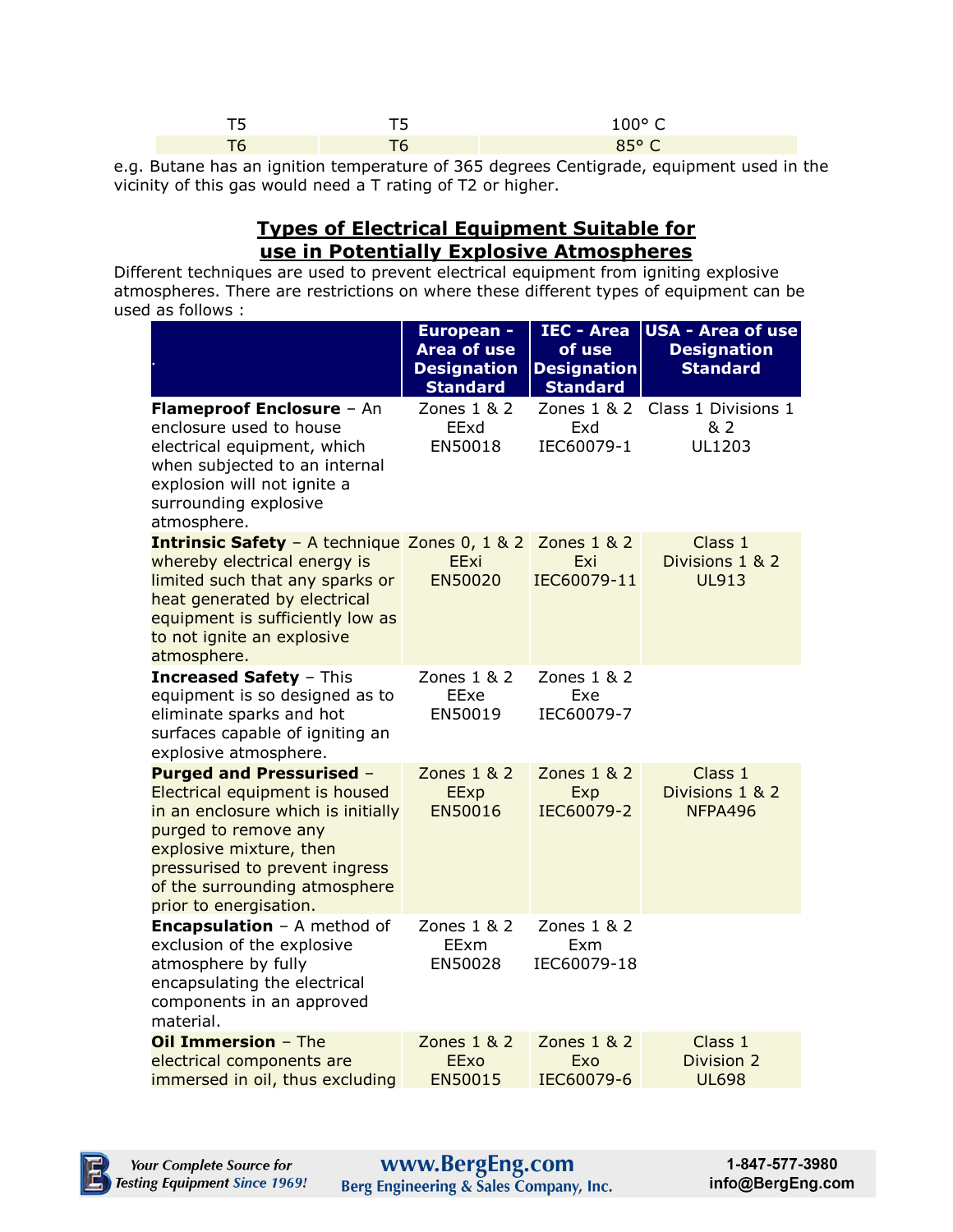| T5 | T5 | 100° C |
|---|---|---|
| T6 | T6 | 85° C |

e.g. Butane has an ignition temperature of 365 degrees Centigrade, equipment used in the vicinity of this gas would need a T rating of T2 or higher.

## Types of Electrical Equipment Suitable for use in Potentially Explosive Atmospheres

Different techniques are used to prevent electrical equipment from igniting explosive atmospheres. There are restrictions on where these different types of equipment can be used as follows :

| . | European - Area of use Designation Standard | IEC - Area of use Designation Standard | USA - Area of use Designation Standard |
|---|---|---|---|
| **Flameproof Enclosure** – An enclosure used to house electrical equipment, which when subjected to an internal explosion will not ignite a surrounding explosive atmosphere. | Zones 1 & 2 EExd EN50018 | Zones 1 & 2 Exd IEC60079-1 | Class 1 Divisions 1 & 2 UL1203 |
| **Intrinsic Safety** – A technique whereby electrical energy is limited such that any sparks or heat generated by electrical equipment is sufficiently low as to not ignite an explosive atmosphere. | Zones 0, 1 & 2 EExi EN50020 | Zones 1 & 2 Exi IEC60079-11 | Class 1 Divisions 1 & 2 UL913 |
| **Increased Safety** – This equipment is so designed as to eliminate sparks and hot surfaces capable of igniting an explosive atmosphere. | Zones 1 & 2 EExe EN50019 | Zones 1 & 2 Exe IEC60079-7 | |
| **Purged and Pressurised** – Electrical equipment is housed in an enclosure which is initially purged to remove any explosive mixture, then pressurised to prevent ingress of the surrounding atmosphere prior to energisation. | Zones 1 & 2 EExp EN50016 | Zones 1 & 2 Exp IEC60079-2 | Class 1 Divisions 1 & 2 NFPA496 |
| **Encapsulation** – A method of exclusion of the explosive atmosphere by fully encapsulating the electrical components in an approved material. | Zones 1 & 2 EExm EN50028 | Zones 1 & 2 Exm IEC60079-18 | |
| **Oil Immersion** – The electrical components are immersed in oil, thus excluding | Zones 1 & 2 EExo EN50015 | Zones 1 & 2 Exo IEC60079-6 | Class 1 Division 2 UL698 |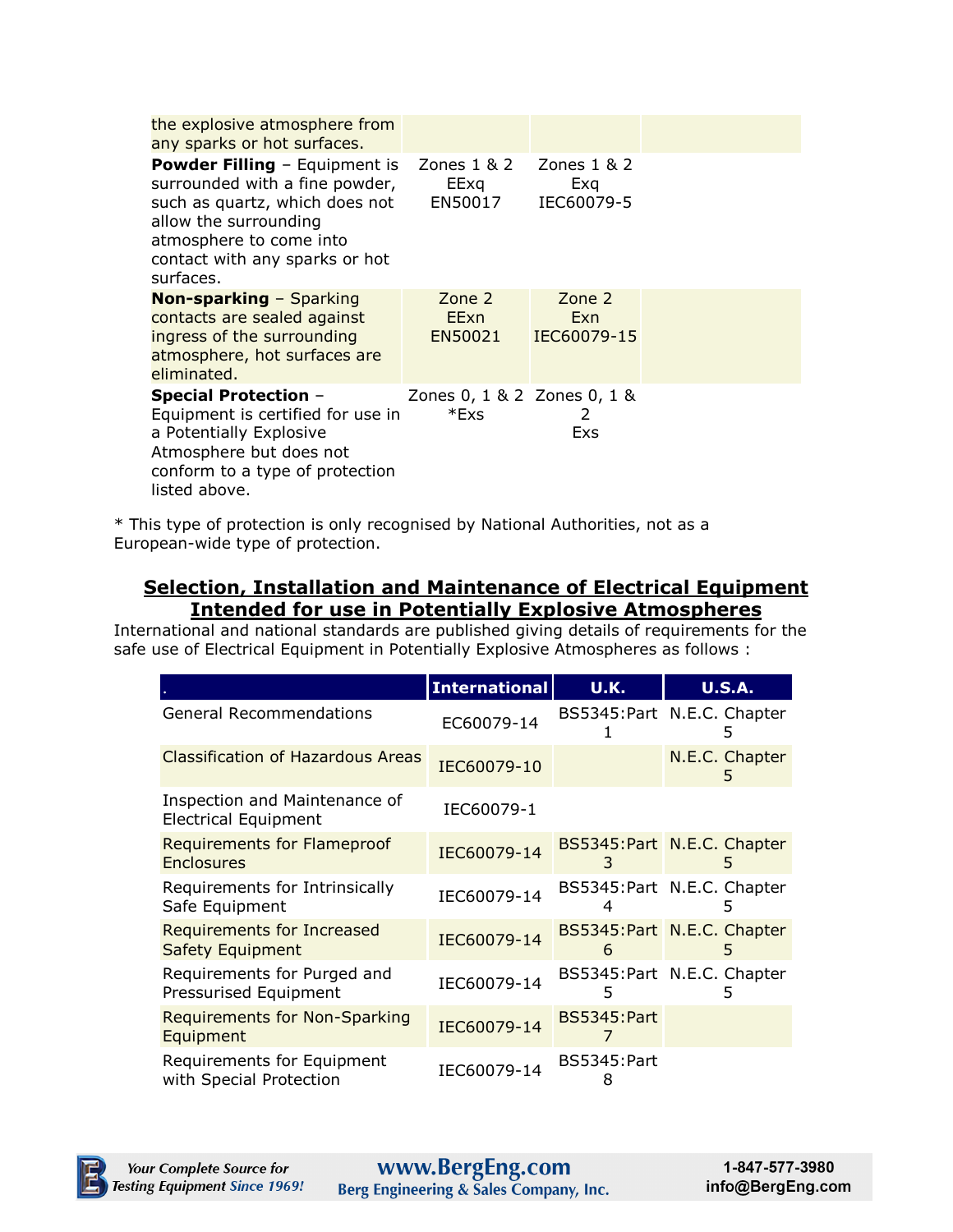| | | | |
|---|---|---|---|
| the explosive atmosphere from any sparks or hot surfaces. | | | |
| **Powder Filling** – Equipment is surrounded with a fine powder, such as quartz, which does not allow the surrounding atmosphere to come into contact with any sparks or hot surfaces. | Zones 1 & 2 EExq EN50017 | Zones 1 & 2 Exq IEC60079-5 | |
| **Non-sparking** – Sparking contacts are sealed against ingress of the surrounding atmosphere, hot surfaces are eliminated. | Zone 2 EExn EN50021 | Zone 2 Exn IEC60079-15 | |
| **Special Protection** – Equipment is certified for use in a Potentially Explosive Atmosphere but does not conform to a type of protection listed above. | Zones 0, 1 & 2 *Exs | Zones 0, 1 & 2 Exs | |

* This type of protection is only recognised by National Authorities, not as a European-wide type of protection.

## Selection, Installation and Maintenance of Electrical Equipment Intended for use in Potentially Explosive Atmospheres

International and national standards are published giving details of requirements for the safe use of Electrical Equipment in Potentially Explosive Atmospheres as follows :

| . | International | U.K. | U.S.A. |
|---|---|---|---|
| General Recommendations | EC60079-14 | BS5345:Part 1 | N.E.C. Chapter 5 |
| Classification of Hazardous Areas | IEC60079-10 | | N.E.C. Chapter 5 |
| Inspection and Maintenance of Electrical Equipment | IEC60079-1 | | |
| Requirements for Flameproof Enclosures | IEC60079-14 | BS5345:Part 3 | N.E.C. Chapter 5 |
| Requirements for Intrinsically Safe Equipment | IEC60079-14 | BS5345:Part 4 | N.E.C. Chapter 5 |
| Requirements for Increased Safety Equipment | IEC60079-14 | BS5345:Part 6 | N.E.C. Chapter 5 |
| Requirements for Purged and Pressurised Equipment | IEC60079-14 | BS5345:Part 5 | N.E.C. Chapter 5 |
| Requirements for Non-Sparking Equipment | IEC60079-14 | BS5345:Part 7 | |
| Requirements for Equipment with Special Protection | IEC60079-14 | BS5345:Part 8 | |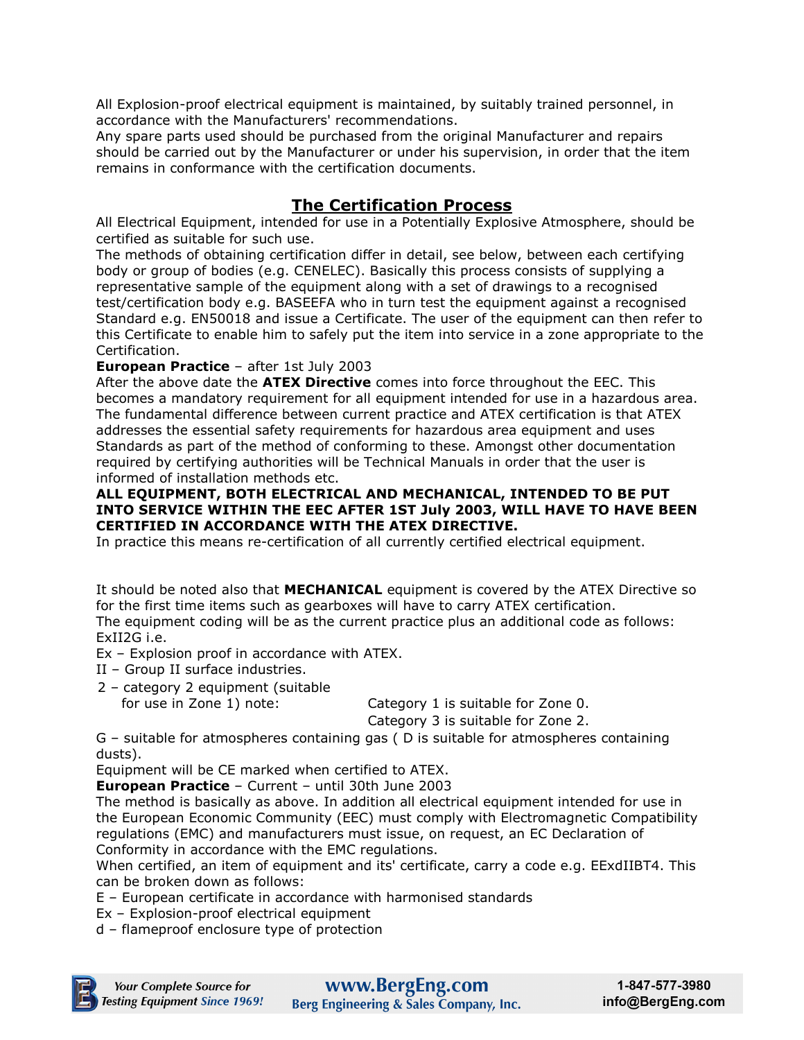All Explosion-proof electrical equipment is maintained, by suitably trained personnel, in accordance with the Manufacturers' recommendations.
Any spare parts used should be purchased from the original Manufacturer and repairs should be carried out by the Manufacturer or under his supervision, in order that the item remains in conformance with the certification documents.

## The Certification Process

All Electrical Equipment, intended for use in a Potentially Explosive Atmosphere, should be certified as suitable for such use.
The methods of obtaining certification differ in detail, see below, between each certifying body or group of bodies (e.g. CENELEC). Basically this process consists of supplying a representative sample of the equipment along with a set of drawings to a recognised test/certification body e.g. BASEEFA who in turn test the equipment against a recognised Standard e.g. EN50018 and issue a Certificate. The user of the equipment can then refer to this Certificate to enable him to safely put the item into service in a zone appropriate to the Certification.

**European Practice** – after 1st July 2003
After the above date the **ATEX Directive** comes into force throughout the EEC. This becomes a mandatory requirement for all equipment intended for use in a hazardous area. The fundamental difference between current practice and ATEX certification is that ATEX addresses the essential safety requirements for hazardous area equipment and uses Standards as part of the method of conforming to these. Amongst other documentation required by certifying authorities will be Technical Manuals in order that the user is informed of installation methods etc.

**ALL EQUIPMENT, BOTH ELECTRICAL AND MECHANICAL, INTENDED TO BE PUT INTO SERVICE WITHIN THE EEC AFTER 1ST July 2003, WILL HAVE TO HAVE BEEN CERTIFIED IN ACCORDANCE WITH THE ATEX DIRECTIVE.**
In practice this means re-certification of all currently certified electrical equipment.

It should be noted also that **MECHANICAL** equipment is covered by the ATEX Directive so for the first time items such as gearboxes will have to carry ATEX certification.
The equipment coding will be as the current practice plus an additional code as follows: ExII2G i.e.

Ex – Explosion proof in accordance with ATEX.
II – Group II surface industries.
2 – category 2 equipment (suitable for use in Zone 1) note: Category 1 is suitable for Zone 0. Category 3 is suitable for Zone 2.
G – suitable for atmospheres containing gas ( D is suitable for atmospheres containing dusts).

Equipment will be CE marked when certified to ATEX.

**European Practice** – Current – until 30th June 2003
The method is basically as above. In addition all electrical equipment intended for use in the European Economic Community (EEC) must comply with Electromagnetic Compatibility regulations (EMC) and manufacturers must issue, on request, an EC Declaration of Conformity in accordance with the EMC regulations.
When certified, an item of equipment and its' certificate, carry a code e.g. EExdIIBT4. This can be broken down as follows:

E – European certificate in accordance with harmonised standards
Ex – Explosion-proof electrical equipment
d – flameproof enclosure type of protection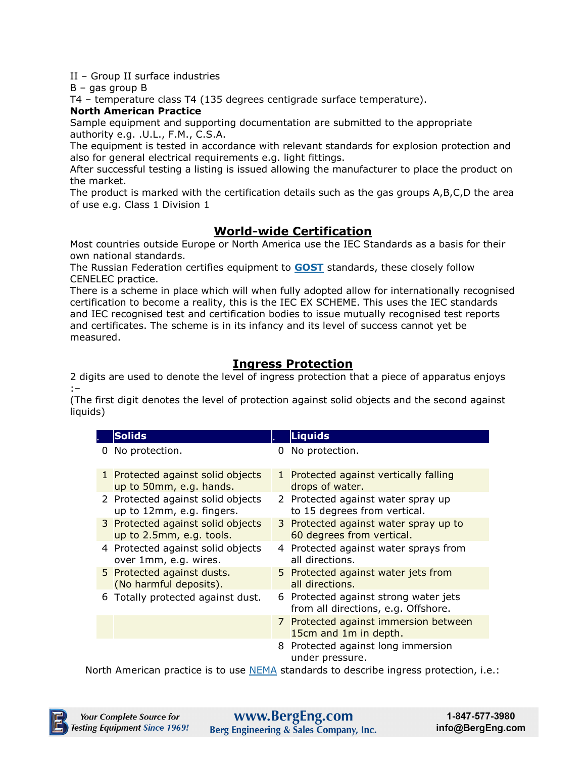II – Group II surface industries
B – gas group B
T4 – temperature class T4 (135 degrees centigrade surface temperature).

**North American Practice**

Sample equipment and supporting documentation are submitted to the appropriate authority e.g. .U.L., F.M., C.S.A.
The equipment is tested in accordance with relevant standards for explosion protection and also for general electrical requirements e.g. light fittings.
After successful testing a listing is issued allowing the manufacturer to place the product on the market.
The product is marked with the certification details such as the gas groups A,B,C,D the area of use e.g. Class 1 Division 1

## World-wide Certification

Most countries outside Europe or North America use the IEC Standards as a basis for their own national standards.
The Russian Federation certifies equipment to **GOST** standards, these closely follow CENELEC practice.
There is a scheme in place which will when fully adopted allow for internationally recognised certification to become a reality, this is the IEC EX SCHEME. This uses the IEC standards and IEC recognised test and certification bodies to issue mutually recognised test reports and certificates. The scheme is in its infancy and its level of success cannot yet be measured.

## Ingress Protection

2 digits are used to denote the level of ingress protection that a piece of apparatus enjoys :–
(The first digit denotes the level of protection against solid objects and the second against liquids)

| . | Solids | . | Liquids |
|---|---|---|---|
| 0 | No protection. | 0 | No protection. |
| 1 | Protected against solid objects up to 50mm, e.g. hands. | 1 | Protected against vertically falling drops of water. |
| 2 | Protected against solid objects up to 12mm, e.g. fingers. | 2 | Protected against water spray up to 15 degrees from vertical. |
| 3 | Protected against solid objects up to 2.5mm, e.g. tools. | 3 | Protected against water spray up to 60 degrees from vertical. |
| 4 | Protected against solid objects over 1mm, e.g. wires. | 4 | Protected against water sprays from all directions. |
| 5 | Protected against dusts. (No harmful deposits). | 5 | Protected against water jets from all directions. |
| 6 | Totally protected against dust. | 6 | Protected against strong water jets from all directions, e.g. Offshore. |
| | | 7 | Protected against immersion between 15cm and 1m in depth. |
| | | 8 | Protected against long immersion under pressure. |

North American practice is to use NEMA standards to describe ingress protection, i.e.: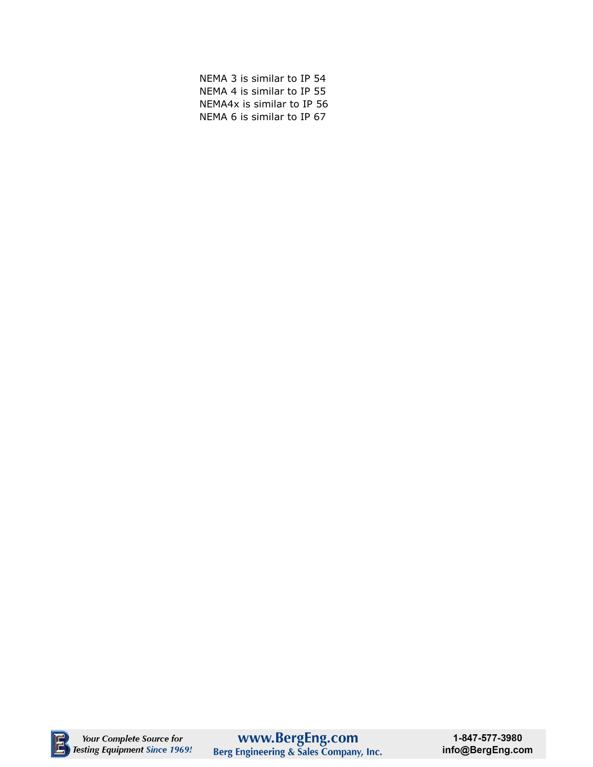NEMA 3 is similar to IP 54
NEMA 4 is similar to IP 55
NEMA4x is similar to IP 56
NEMA 6 is similar to IP 67